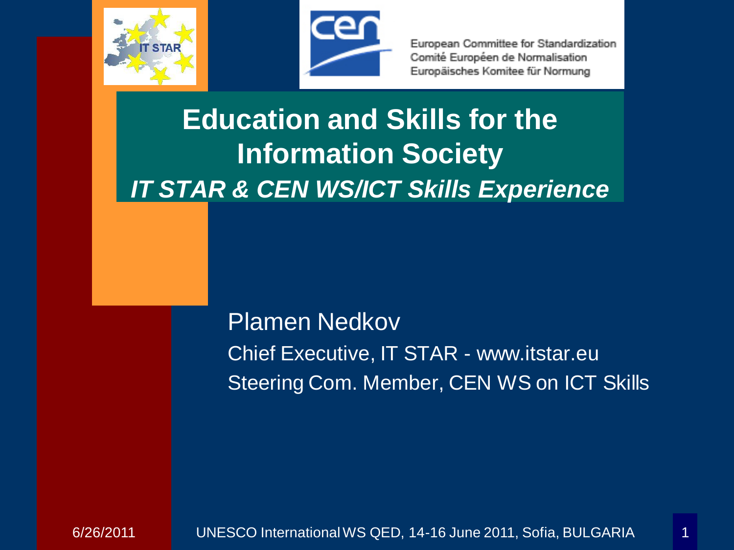European Committee for Standardization
Comité Européen de Normalisation
Europäisches Komitee für Normung

# Education and Skills for the Information Society

## *IT STAR & CEN WS/ICT Skills Experience*

Plamen Nedkov

Chief Executive, IT STAR - www.itstar.eu

Steering Com. Member, CEN WS on ICT Skills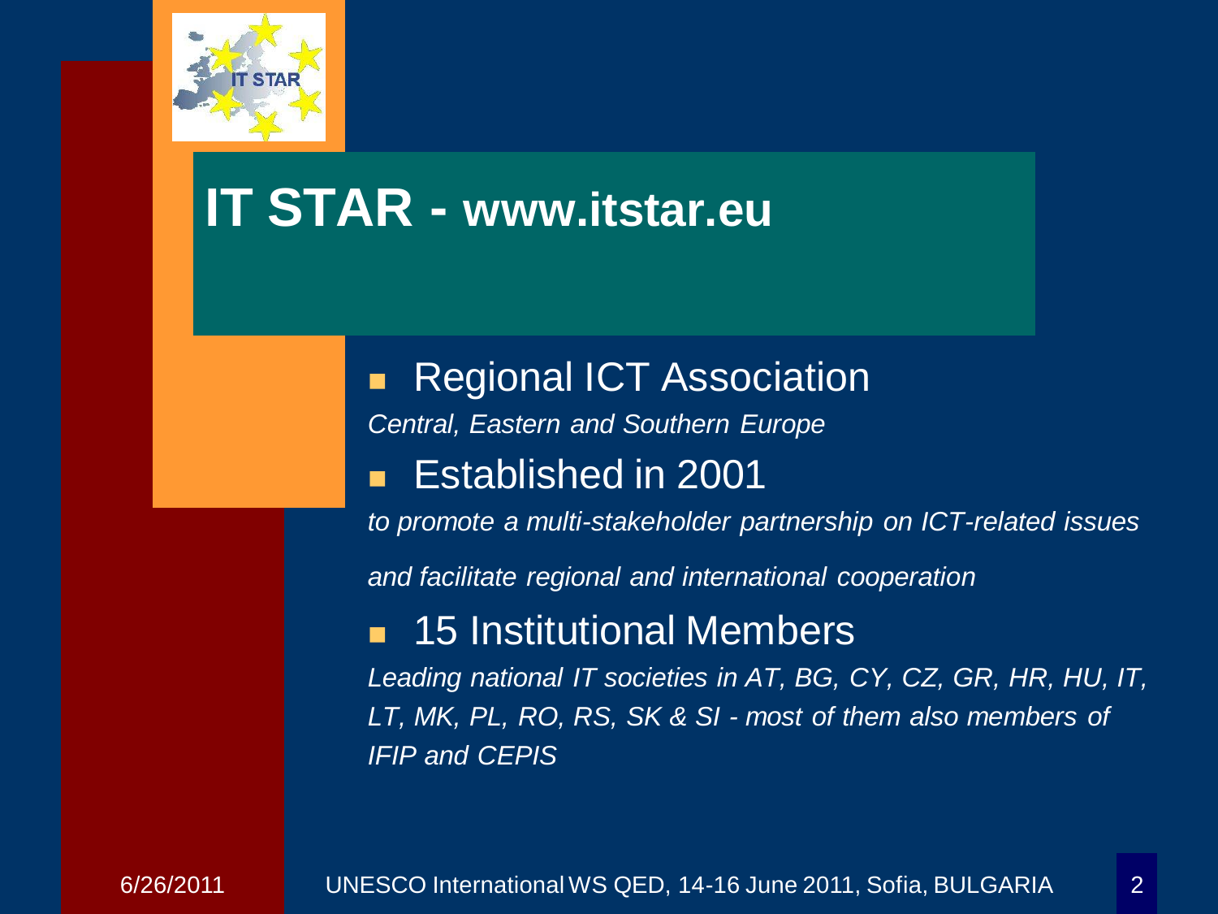# IT STAR - www.itstar.eu

- Regional ICT Association

*Central, Eastern and Southern Europe*

- Established in 2001

*to promote a multi-stakeholder partnership on ICT-related issues and facilitate regional and international cooperation*

- 15 Institutional Members

*Leading national IT societies in AT, BG, CY, CZ, GR, HR, HU, IT, LT, MK, PL, RO, RS, SK & SI - most of them also members of IFIP and CEPIS*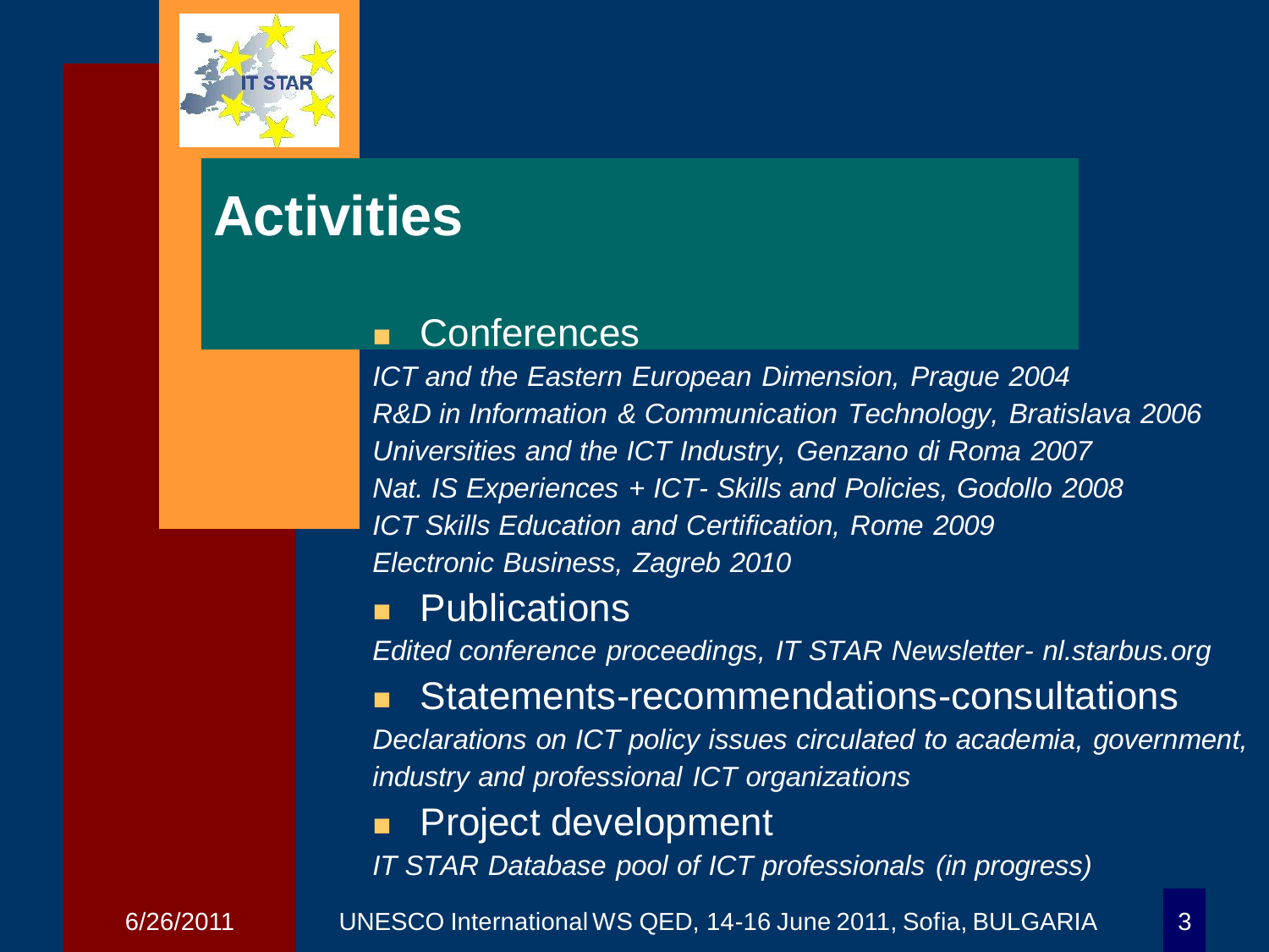# Activities

- Conferences

*ICT and the Eastern European Dimension, Prague 2004*
*R&D in Information & Communication Technology, Bratislava 2006*
*Universities and the ICT Industry, Genzano di Roma 2007*
*Nat. IS Experiences + ICT- Skills and Policies, Godollo 2008*
*ICT Skills Education and Certification, Rome 2009*
*Electronic Business, Zagreb 2010*

- Publications

*Edited conference proceedings, IT STAR Newsletter- nl.starbus.org*

- Statements-recommendations-consultations

*Declarations on ICT policy issues circulated to academia, government, industry and professional ICT organizations*

- Project development

*IT STAR Database pool of ICT professionals (in progress)*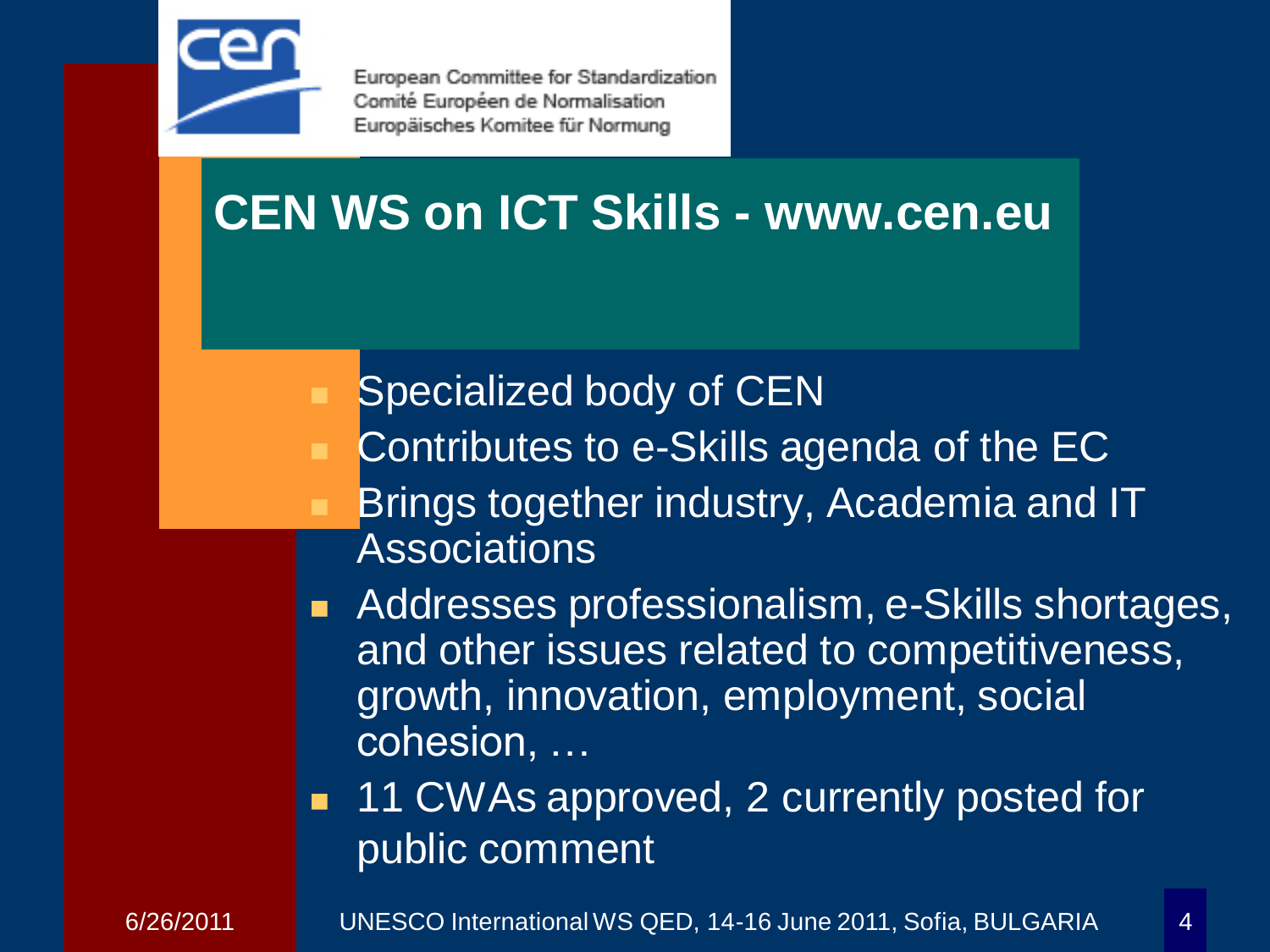European Committee for Standardization
Comité Européen de Normalisation
Europäisches Komitee für Normung

# CEN WS on ICT Skills - www.cen.eu

- Specialized body of CEN
- Contributes to e-Skills agenda of the EC
- Brings together industry, Academia and IT Associations
- Addresses professionalism, e-Skills shortages, and other issues related to competitiveness, growth, innovation, employment, social cohesion, …
- 11 CWAs approved, 2 currently posted for public comment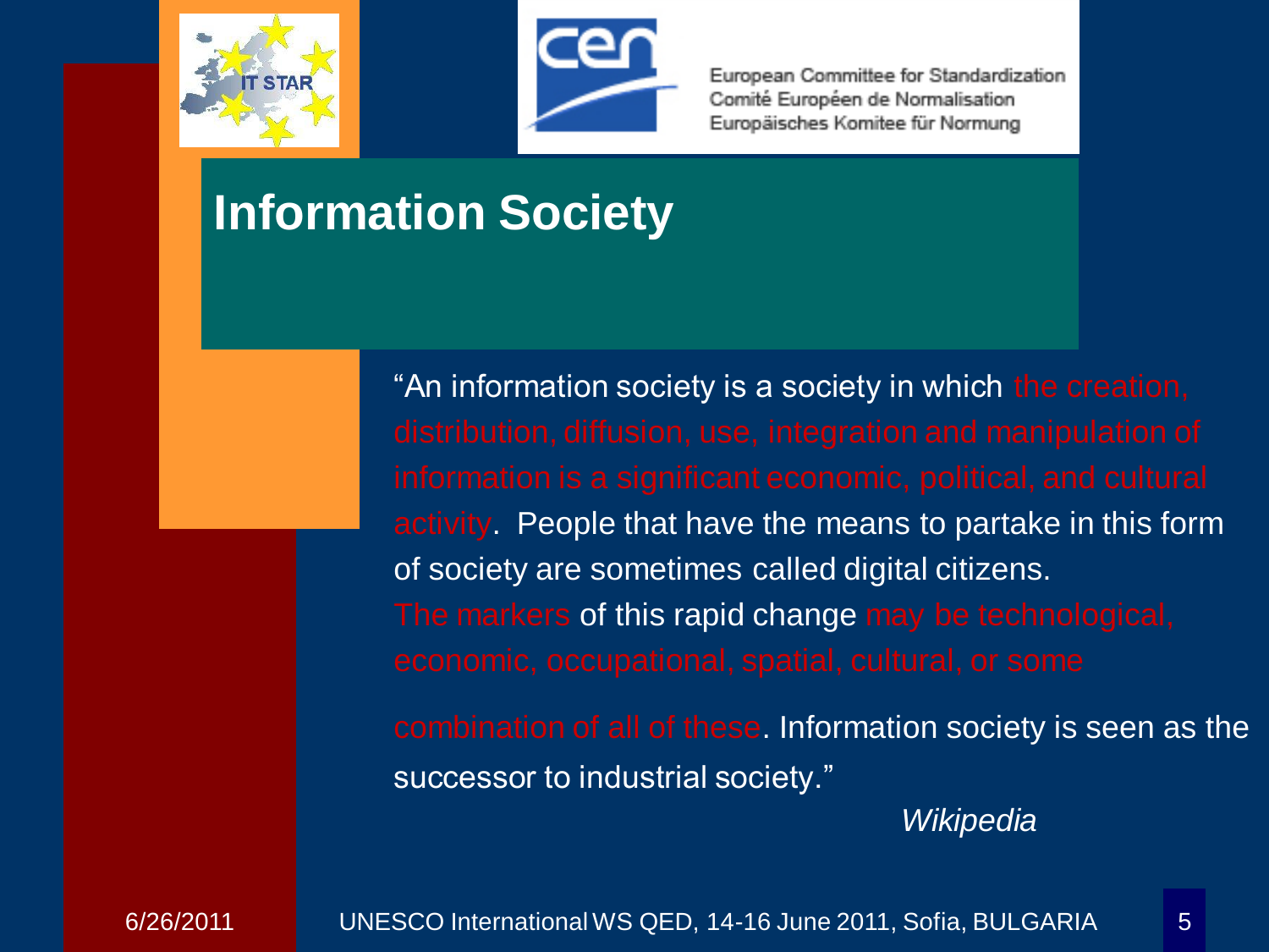## Information Society

"An information society is a society in which the creation, distribution, diffusion, use, integration and manipulation of information is a significant economic, political, and cultural activity. People that have the means to partake in this form of society are sometimes called digital citizens. The markers of this rapid change may be technological, economic, occupational, spatial, cultural, or some combination of all of these. Information society is seen as the successor to industrial society."

*Wikipedia*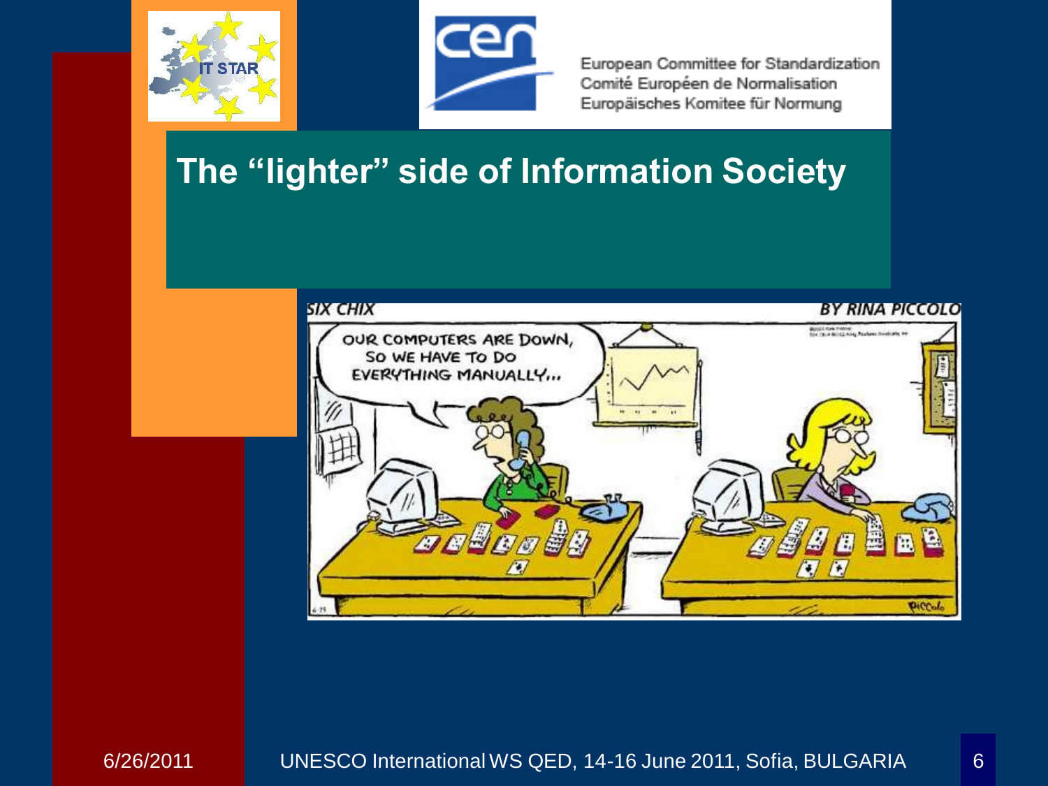European Committee for Standardization
Comité Européen de Normalisation
Europäisches Komitee für Normung

# The "lighter" side of Information Society

SIX CHIX — BY RINA PICCOLO

OUR COMPUTERS ARE DOWN, SO WE HAVE TO DO EVERYTHING MANUALLY...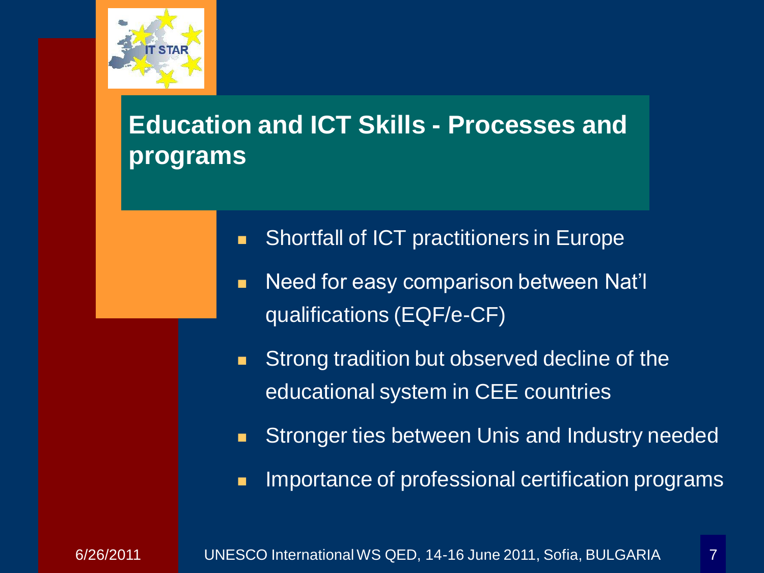# Education and ICT Skills - Processes and programs

- Shortfall of ICT practitioners in Europe
- Need for easy comparison between Nat'l qualifications (EQF/e-CF)
- Strong tradition but observed decline of the educational system in CEE countries
- Stronger ties between Unis and Industry needed
- Importance of professional certification programs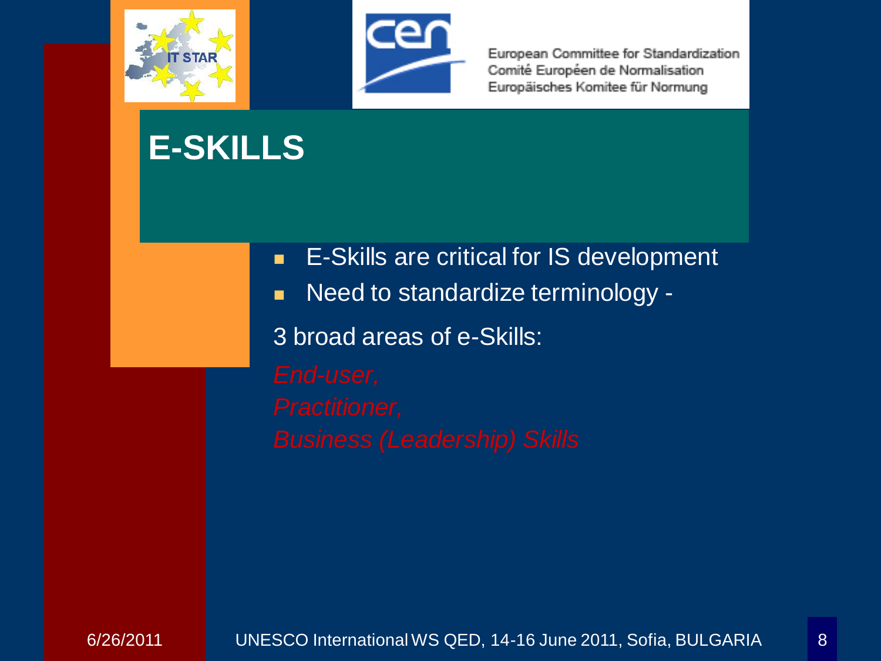European Committee for Standardization
Comité Européen de Normalisation
Europäisches Komitee für Normung

# E-SKILLS

- E-Skills are critical for IS development
- Need to standardize terminology -

3 broad areas of e-Skills:

*End-user,*
*Practitioner,*
*Business (Leadership) Skills*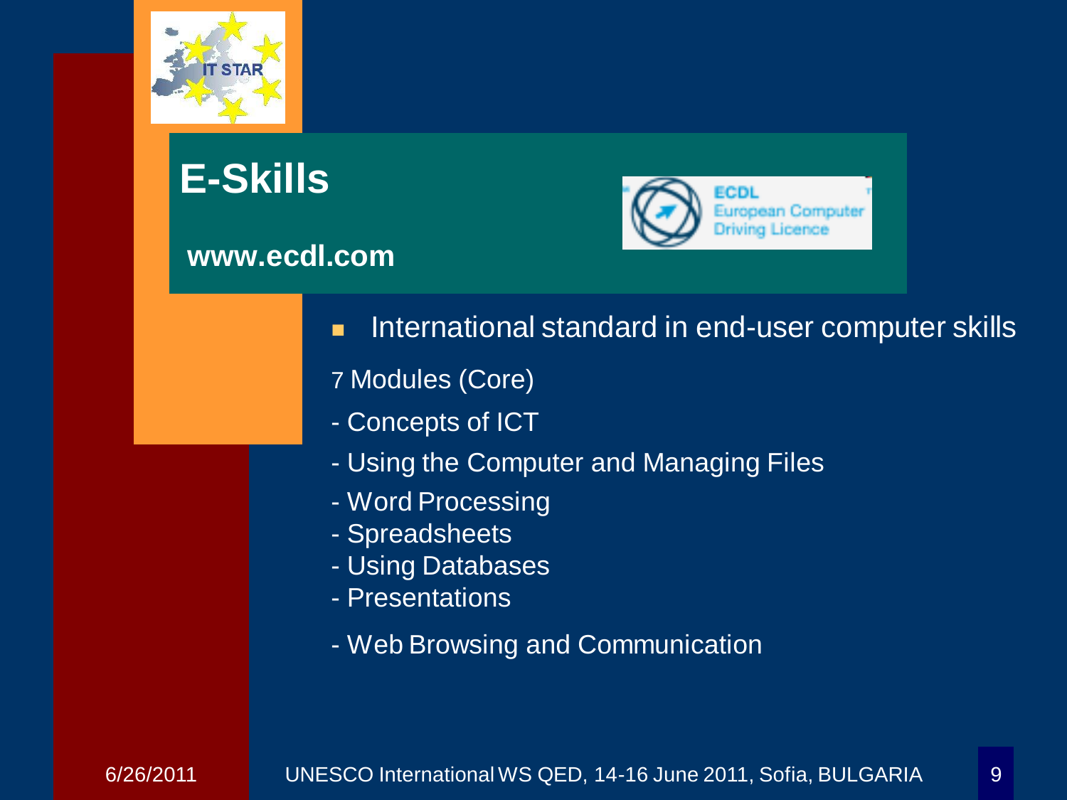# E-Skills

**www.ecdl.com**

- International standard in end-user computer skills

7 Modules (Core)

- Concepts of ICT
- Using the Computer and Managing Files
- Word Processing
- Spreadsheets
- Using Databases
- Presentations
- Web Browsing and Communication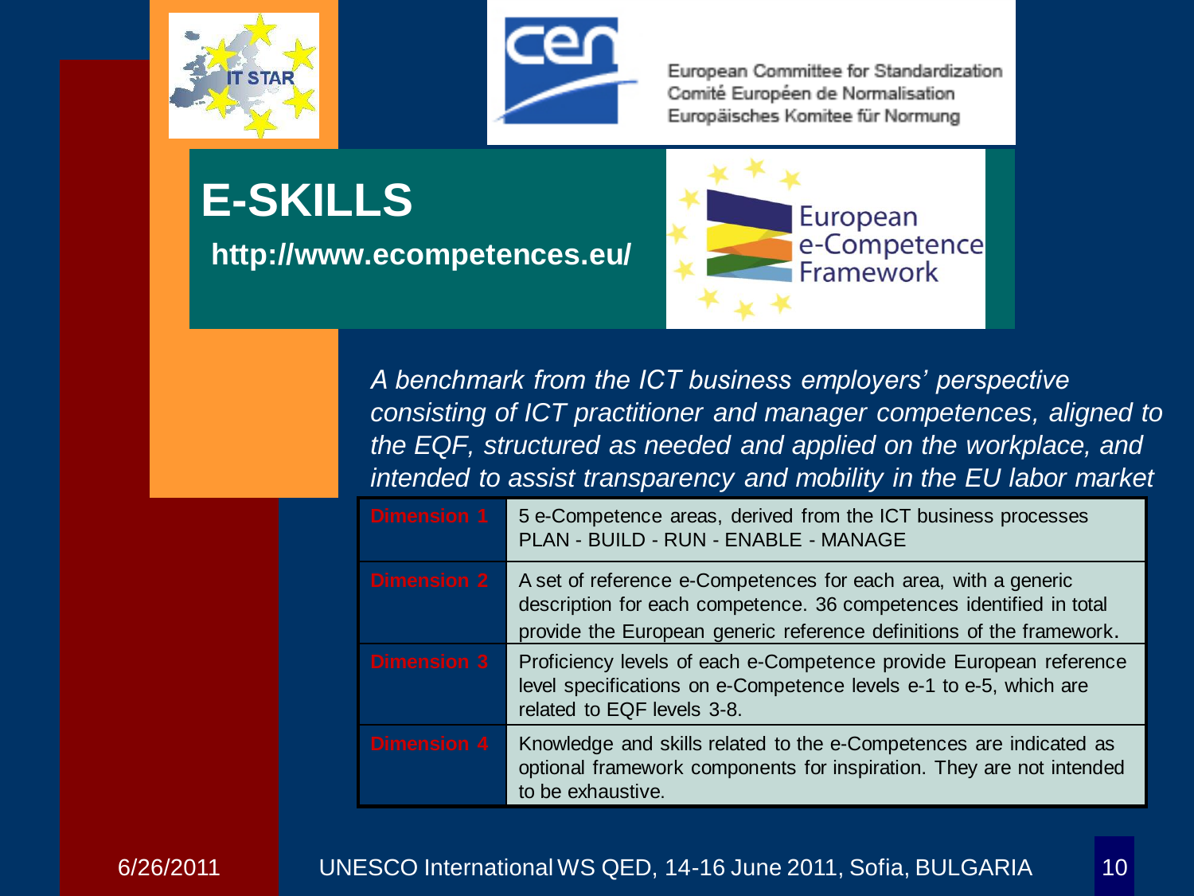European Committee for Standardization
Comité Européen de Normalisation
Europäisches Komitee für Normung

# E-SKILLS

**http://www.ecompetences.eu/**

European e-Competence Framework

*A benchmark from the ICT business employers' perspective consisting of ICT practitioner and manager competences, aligned to the EQF, structured as needed and applied on the workplace, and intended to assist transparency and mobility in the EU labor market*

| | |
|---|---|
| Dimension 1 | 5 e-Competence areas, derived from the ICT business processes PLAN - BUILD - RUN - ENABLE - MANAGE |
| Dimension 2 | A set of reference e-Competences for each area, with a generic description for each competence. 36 competences identified in total provide the European generic reference definitions of the framework. |
| Dimension 3 | Proficiency levels of each e-Competence provide European reference level specifications on e-Competence levels e-1 to e-5, which are related to EQF levels 3-8. |
| Dimension 4 | Knowledge and skills related to the e-Competences are indicated as optional framework components for inspiration. They are not intended to be exhaustive. |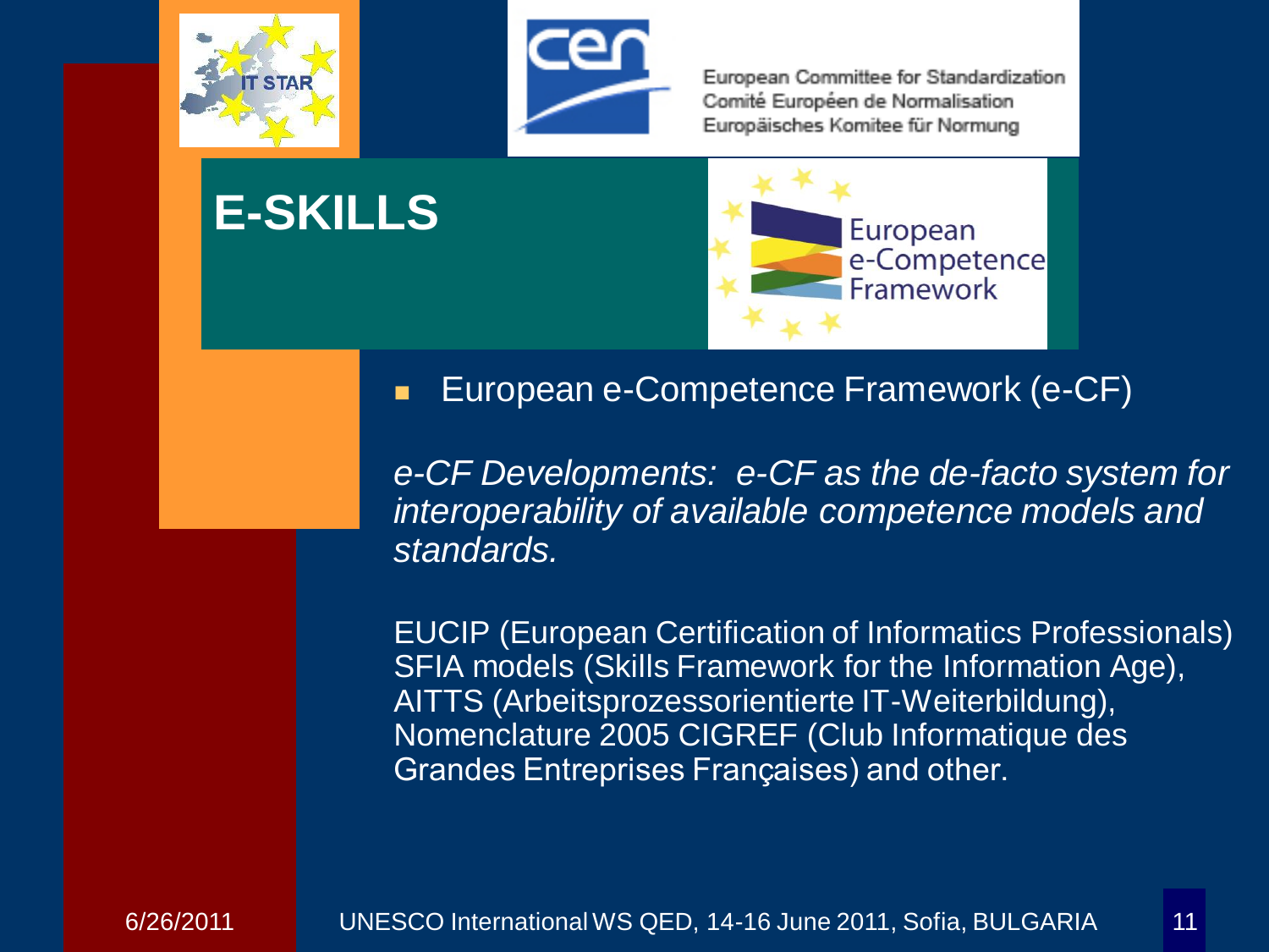European Committee for Standardization
Comité Européen de Normalisation
Europäisches Komitee für Normung

# E-SKILLS

European e-Competence Framework

- European e-Competence Framework (e-CF)

*e-CF Developments: e-CF as the de-facto system for interoperability of available competence models and standards.*

EUCIP (European Certification of Informatics Professionals)
SFIA models (Skills Framework for the Information Age),
AITTS (Arbeitsprozessorientierte IT-Weiterbildung),
Nomenclature 2005 CIGREF (Club Informatique des Grandes Entreprises Françaises) and other.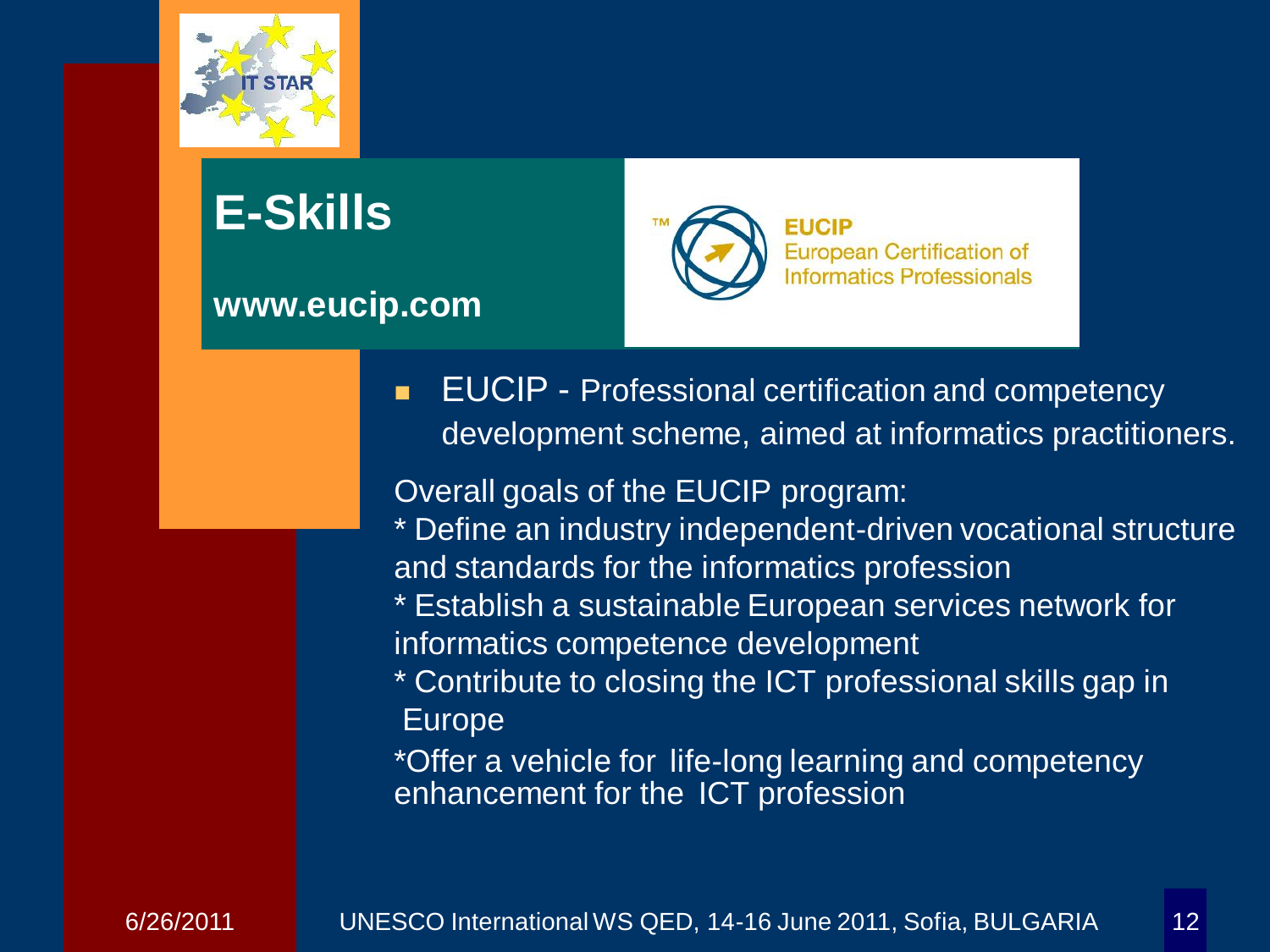# E-Skills

**www.eucip.com**

**EUCIP**
European Certification of Informatics Professionals

- EUCIP - Professional certification and competency development scheme, aimed at informatics practitioners.

Overall goals of the EUCIP program:

* Define an industry independent-driven vocational structure and standards for the informatics profession
* Establish a sustainable European services network for informatics competence development
* Contribute to closing the ICT professional skills gap in Europe
*Offer a vehicle for life-long learning and competency enhancement for the ICT profession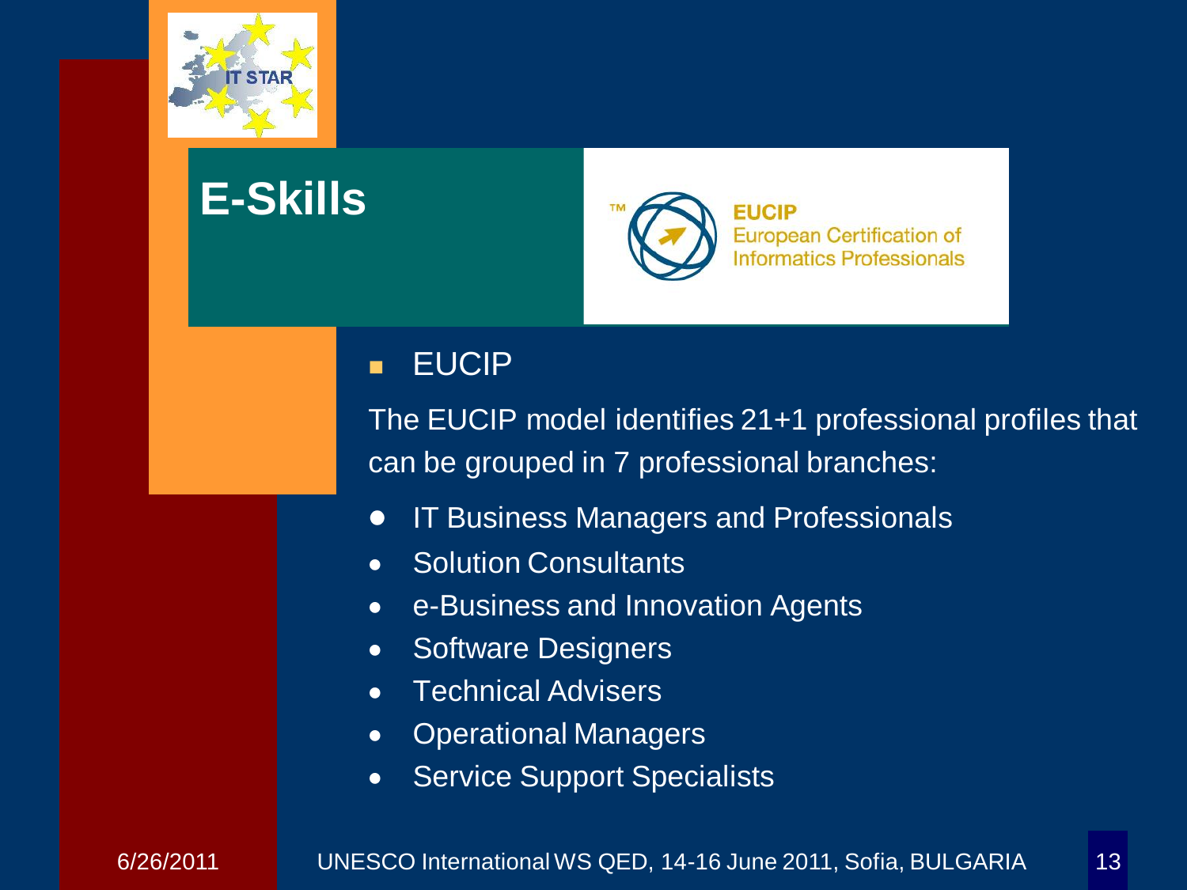# E-Skills

EUCIP
European Certification of
Informatics Professionals

- EUCIP

The EUCIP model identifies 21+1 professional profiles that can be grouped in 7 professional branches:

- IT Business Managers and Professionals
- Solution Consultants
- e-Business and Innovation Agents
- Software Designers
- Technical Advisers
- Operational Managers
- Service Support Specialists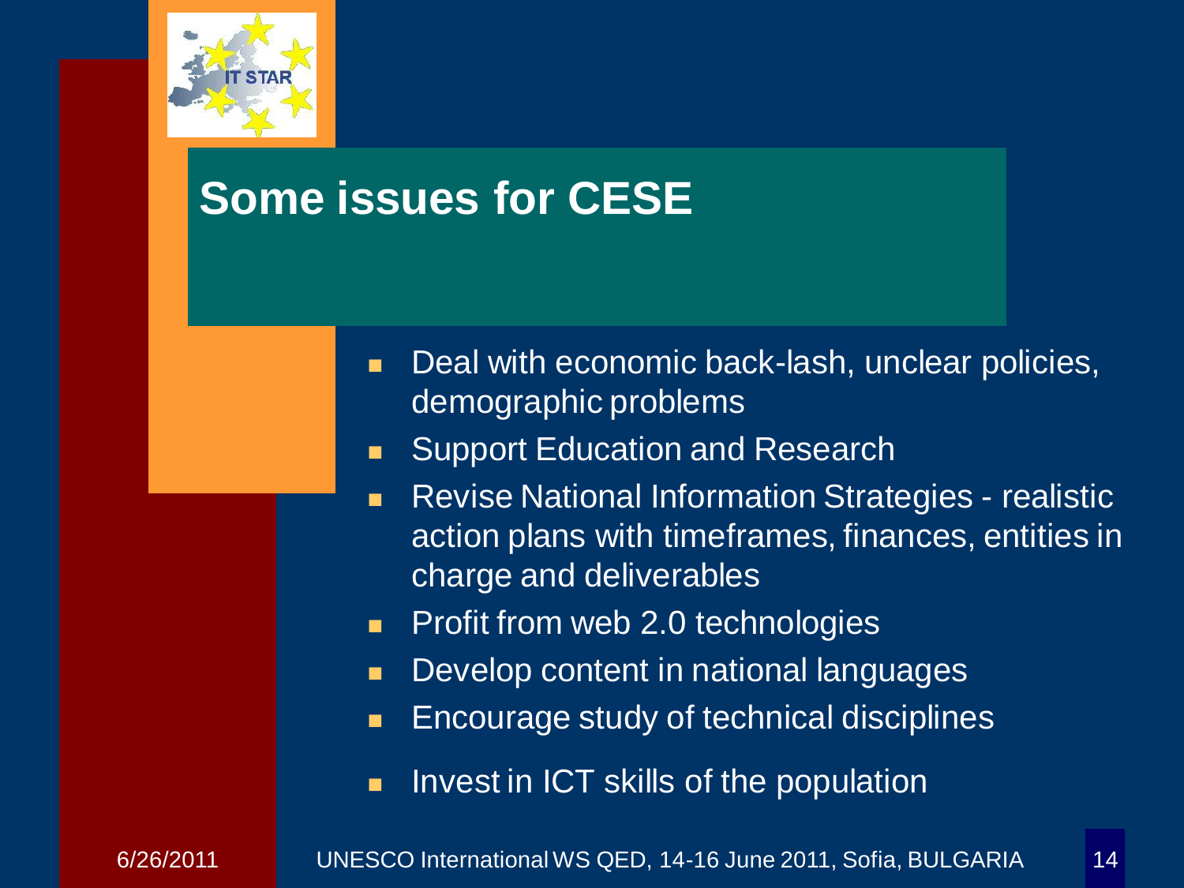## Some issues for CESE

- Deal with economic back-lash, unclear policies, demographic problems
- Support Education and Research
- Revise National Information Strategies - realistic action plans with timeframes, finances, entities in charge and deliverables
- Profit from web 2.0 technologies
- Develop content in national languages
- Encourage study of technical disciplines
- Invest in ICT skills of the population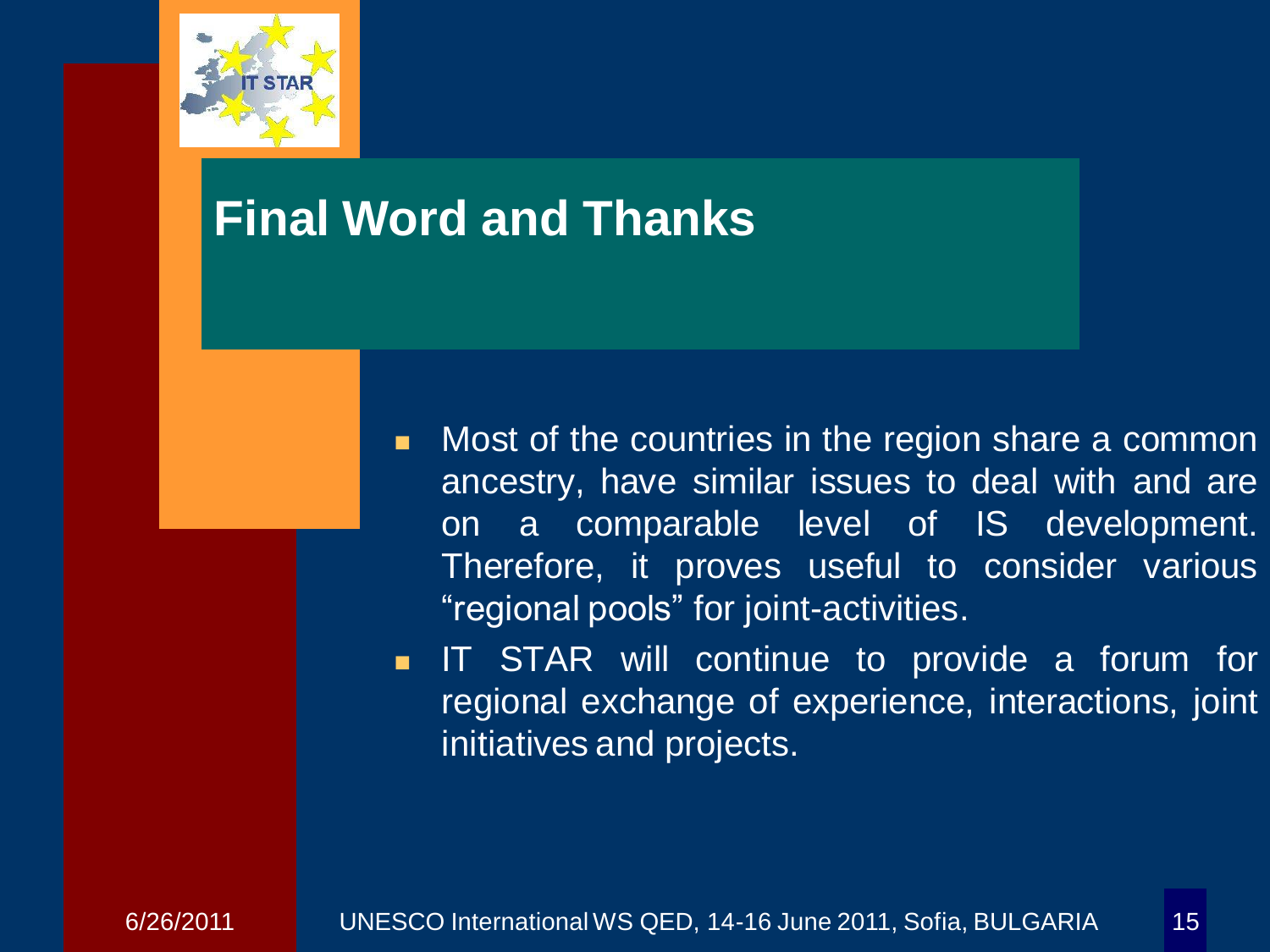## Final Word and Thanks

- Most of the countries in the region share a common ancestry, have similar issues to deal with and are on a comparable level of IS development. Therefore, it proves useful to consider various "regional pools" for joint-activities.
- IT STAR will continue to provide a forum for regional exchange of experience, interactions, joint initiatives and projects.